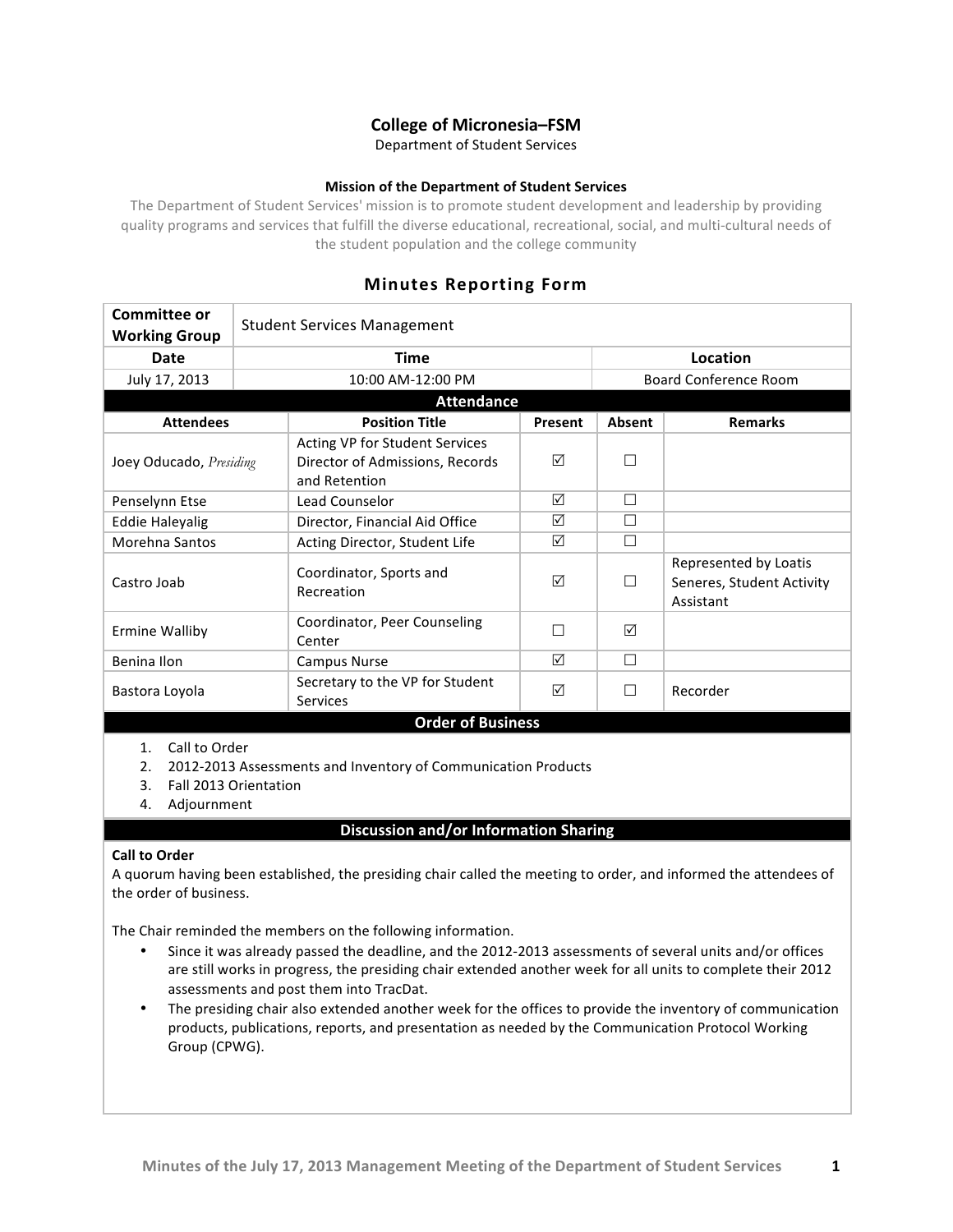# College of Micronesia–FSM

Department of Student Services

**Mission of the Department of Student Services**

The Department of Student Services' mission is to promote student development and leadership by providing quality programs and services that fulfill the diverse educational, recreational, social, and multi-cultural needs of the student population and the college community

## Minutes Reporting Form

| **Committee or Working Group** | Student Services Management | |
|---|---|---|
| **Date** | **Time** | **Location** |
| July 17, 2013 | 10:00 AM-12:00 PM | Board Conference Room |

**Attendance**

| Attendees | Position Title | Present | Absent | Remarks |
|---|---|---|---|---|
| Joey Oducado, *Presiding* | Acting VP for Student Services Director of Admissions, Records and Retention | ☑ | ☐ | |
| Penselynn Etse | Lead Counselor | ☑ | ☐ | |
| Eddie Haleyalig | Director, Financial Aid Office | ☑ | ☐ | |
| Morehna Santos | Acting Director, Student Life | ☑ | ☐ | |
| Castro Joab | Coordinator, Sports and Recreation | ☑ | ☐ | Represented by Loatis Seneres, Student Activity Assistant |
| Ermine Walliby | Coordinator, Peer Counseling Center | ☐ | ☑ | |
| Benina Ilon | Campus Nurse | ☑ | ☐ | |
| Bastora Loyola | Secretary to the VP for Student Services | ☑ | ☐ | Recorder |

**Order of Business**

1. Call to Order
2. 2012-2013 Assessments and Inventory of Communication Products
3. Fall 2013 Orientation
4. Adjournment

**Discussion and/or Information Sharing**

**Call to Order**

A quorum having been established, the presiding chair called the meeting to order, and informed the attendees of the order of business.

The Chair reminded the members on the following information.

- Since it was already passed the deadline, and the 2012-2013 assessments of several units and/or offices are still works in progress, the presiding chair extended another week for all units to complete their 2012 assessments and post them into TracDat.
- The presiding chair also extended another week for the offices to provide the inventory of communication products, publications, reports, and presentation as needed by the Communication Protocol Working Group (CPWG).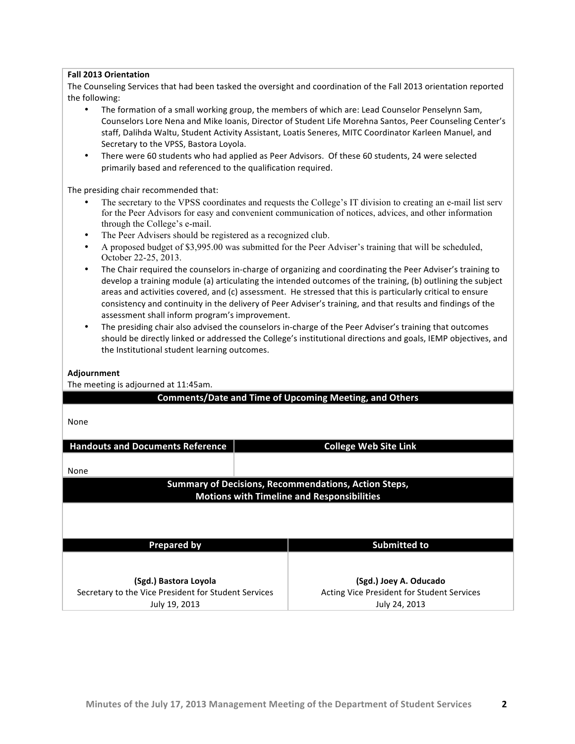**Fall 2013 Orientation**

The Counseling Services that had been tasked the oversight and coordination of the Fall 2013 orientation reported the following:

- The formation of a small working group, the members of which are: Lead Counselor Penselynn Sam, Counselors Lore Nena and Mike Ioanis, Director of Student Life Morehna Santos, Peer Counseling Center's staff, Dalihda Waltu, Student Activity Assistant, Loatis Seneres, MITC Coordinator Karleen Manuel, and Secretary to the VPSS, Bastora Loyola.
- There were 60 students who had applied as Peer Advisors. Of these 60 students, 24 were selected primarily based and referenced to the qualification required.

The presiding chair recommended that:

- The secretary to the VPSS coordinates and requests the College's IT division to creating an e-mail list serv for the Peer Advisors for easy and convenient communication of notices, advices, and other information through the College's e-mail.
- The Peer Advisers should be registered as a recognized club.
- A proposed budget of $3,995.00 was submitted for the Peer Adviser's training that will be scheduled, October 22-25, 2013.
- The Chair required the counselors in-charge of organizing and coordinating the Peer Adviser's training to develop a training module (a) articulating the intended outcomes of the training, (b) outlining the subject areas and activities covered, and (c) assessment. He stressed that this is particularly critical to ensure consistency and continuity in the delivery of Peer Adviser's training, and that results and findings of the assessment shall inform program's improvement.
- The presiding chair also advised the counselors in-charge of the Peer Adviser's training that outcomes should be directly linked or addressed the College's institutional directions and goals, IEMP objectives, and the Institutional student learning outcomes.

**Adjournment**

The meeting is adjourned at 11:45am.

| Comments/Date and Time of Upcoming Meeting, and Others | |
|---|---|
| None | |
| **Handouts and Documents Reference** | **College Web Site Link** |
| None | |
| **Summary of Decisions, Recommendations, Action Steps, Motions with Timeline and Responsibilities** | |
| | |
| **Prepared by** | **Submitted to** |
| (Sgd.) Bastora Loyola<br>Secretary to the Vice President for Student Services<br>July 19, 2013 | (Sgd.) Joey A. Oducado<br>Acting Vice President for Student Services<br>July 24, 2013 |